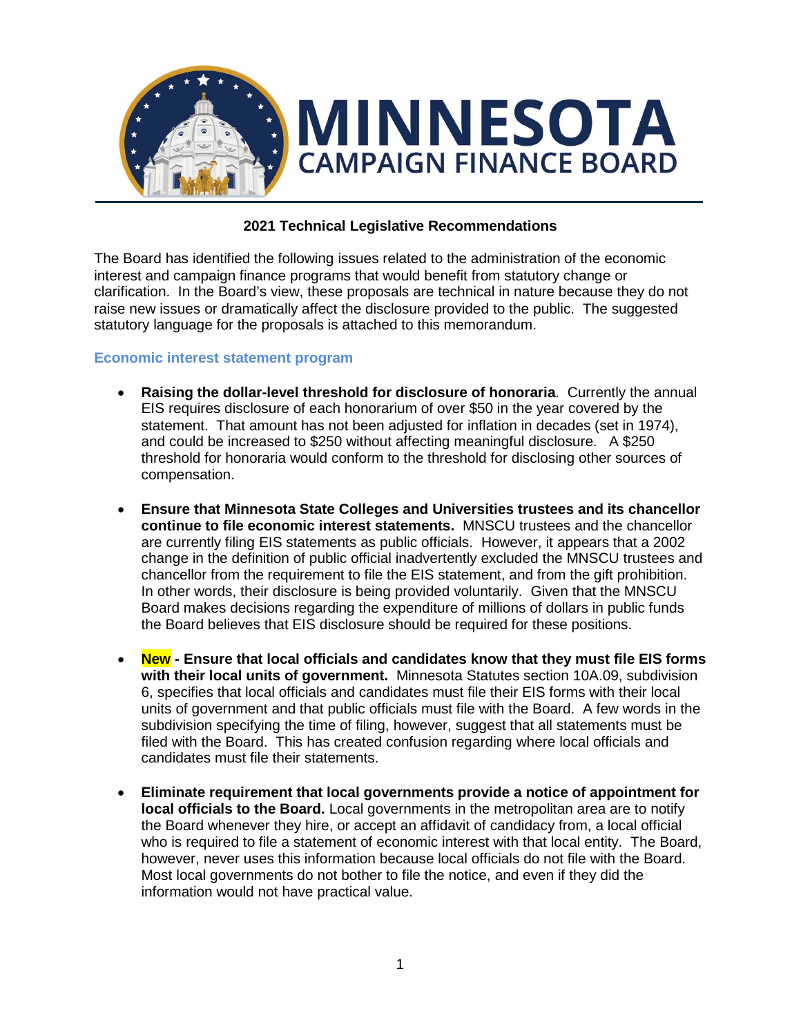# MINNESOTA CAMPAIGN FINANCE BOARD

## 2021 Technical Legislative Recommendations

The Board has identified the following issues related to the administration of the economic interest and campaign finance programs that would benefit from statutory change or clarification. In the Board's view, these proposals are technical in nature because they do not raise new issues or dramatically affect the disclosure provided to the public. The suggested statutory language for the proposals is attached to this memorandum.

### Economic interest statement program

- **Raising the dollar-level threshold for disclosure of honoraria**. Currently the annual EIS requires disclosure of each honorarium of over $50 in the year covered by the statement. That amount has not been adjusted for inflation in decades (set in 1974), and could be increased to $250 without affecting meaningful disclosure. A $250 threshold for honoraria would conform to the threshold for disclosing other sources of compensation.

- **Ensure that Minnesota State Colleges and Universities trustees and its chancellor continue to file economic interest statements.** MNSCU trustees and the chancellor are currently filing EIS statements as public officials. However, it appears that a 2002 change in the definition of public official inadvertently excluded the MNSCU trustees and chancellor from the requirement to file the EIS statement, and from the gift prohibition. In other words, their disclosure is being provided voluntarily. Given that the MNSCU Board makes decisions regarding the expenditure of millions of dollars in public funds the Board believes that EIS disclosure should be required for these positions.

- **New - Ensure that local officials and candidates know that they must file EIS forms with their local units of government.** Minnesota Statutes section 10A.09, subdivision 6, specifies that local officials and candidates must file their EIS forms with their local units of government and that public officials must file with the Board. A few words in the subdivision specifying the time of filing, however, suggest that all statements must be filed with the Board. This has created confusion regarding where local officials and candidates must file their statements.

- **Eliminate requirement that local governments provide a notice of appointment for local officials to the Board.** Local governments in the metropolitan area are to notify the Board whenever they hire, or accept an affidavit of candidacy from, a local official who is required to file a statement of economic interest with that local entity. The Board, however, never uses this information because local officials do not file with the Board. Most local governments do not bother to file the notice, and even if they did the information would not have practical value.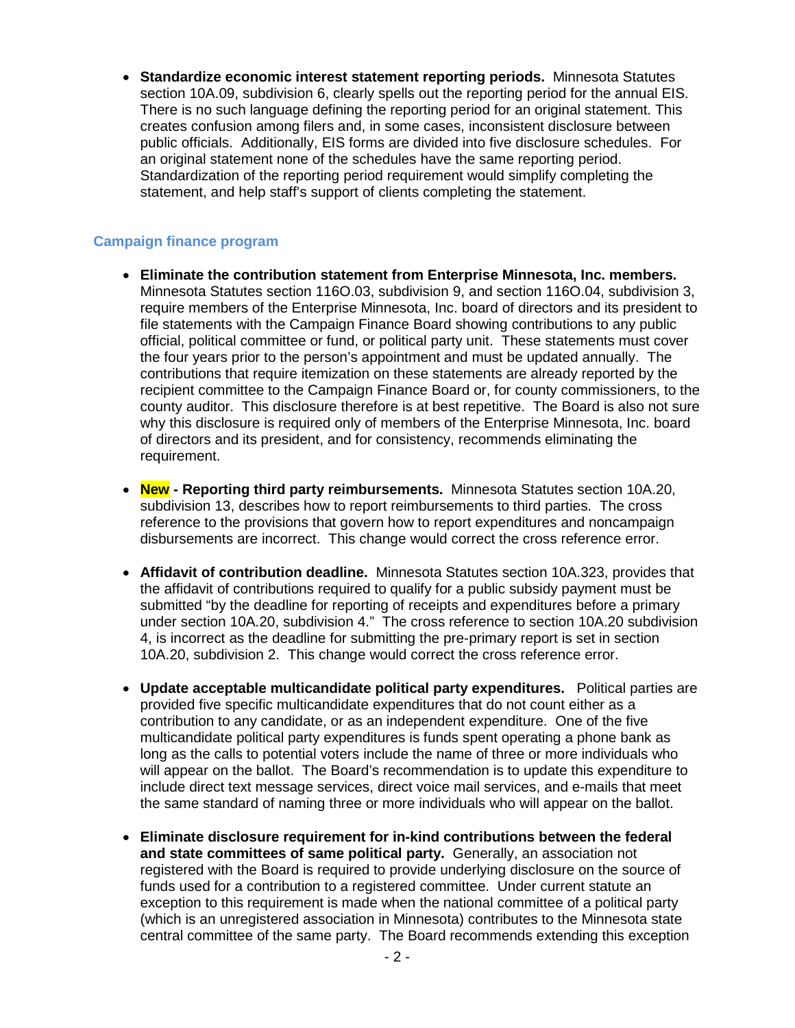- **Standardize economic interest statement reporting periods.** Minnesota Statutes section 10A.09, subdivision 6, clearly spells out the reporting period for the annual EIS. There is no such language defining the reporting period for an original statement. This creates confusion among filers and, in some cases, inconsistent disclosure between public officials. Additionally, EIS forms are divided into five disclosure schedules. For an original statement none of the schedules have the same reporting period. Standardization of the reporting period requirement would simplify completing the statement, and help staff's support of clients completing the statement.

### Campaign finance program

- **Eliminate the contribution statement from Enterprise Minnesota, Inc. members.** Minnesota Statutes section 116O.03, subdivision 9, and section 116O.04, subdivision 3, require members of the Enterprise Minnesota, Inc. board of directors and its president to file statements with the Campaign Finance Board showing contributions to any public official, political committee or fund, or political party unit. These statements must cover the four years prior to the person's appointment and must be updated annually. The contributions that require itemization on these statements are already reported by the recipient committee to the Campaign Finance Board or, for county commissioners, to the county auditor. This disclosure therefore is at best repetitive. The Board is also not sure why this disclosure is required only of members of the Enterprise Minnesota, Inc. board of directors and its president, and for consistency, recommends eliminating the requirement.

- **New - Reporting third party reimbursements.** Minnesota Statutes section 10A.20, subdivision 13, describes how to report reimbursements to third parties. The cross reference to the provisions that govern how to report expenditures and noncampaign disbursements are incorrect. This change would correct the cross reference error.

- **Affidavit of contribution deadline.** Minnesota Statutes section 10A.323, provides that the affidavit of contributions required to qualify for a public subsidy payment must be submitted "by the deadline for reporting of receipts and expenditures before a primary under section 10A.20, subdivision 4." The cross reference to section 10A.20 subdivision 4, is incorrect as the deadline for submitting the pre-primary report is set in section 10A.20, subdivision 2. This change would correct the cross reference error.

- **Update acceptable multicandidate political party expenditures.** Political parties are provided five specific multicandidate expenditures that do not count either as a contribution to any candidate, or as an independent expenditure. One of the five multicandidate political party expenditures is funds spent operating a phone bank as long as the calls to potential voters include the name of three or more individuals who will appear on the ballot. The Board's recommendation is to update this expenditure to include direct text message services, direct voice mail services, and e-mails that meet the same standard of naming three or more individuals who will appear on the ballot.

- **Eliminate disclosure requirement for in-kind contributions between the federal and state committees of same political party.** Generally, an association not registered with the Board is required to provide underlying disclosure on the source of funds used for a contribution to a registered committee. Under current statute an exception to this requirement is made when the national committee of a political party (which is an unregistered association in Minnesota) contributes to the Minnesota state central committee of the same party. The Board recommends extending this exception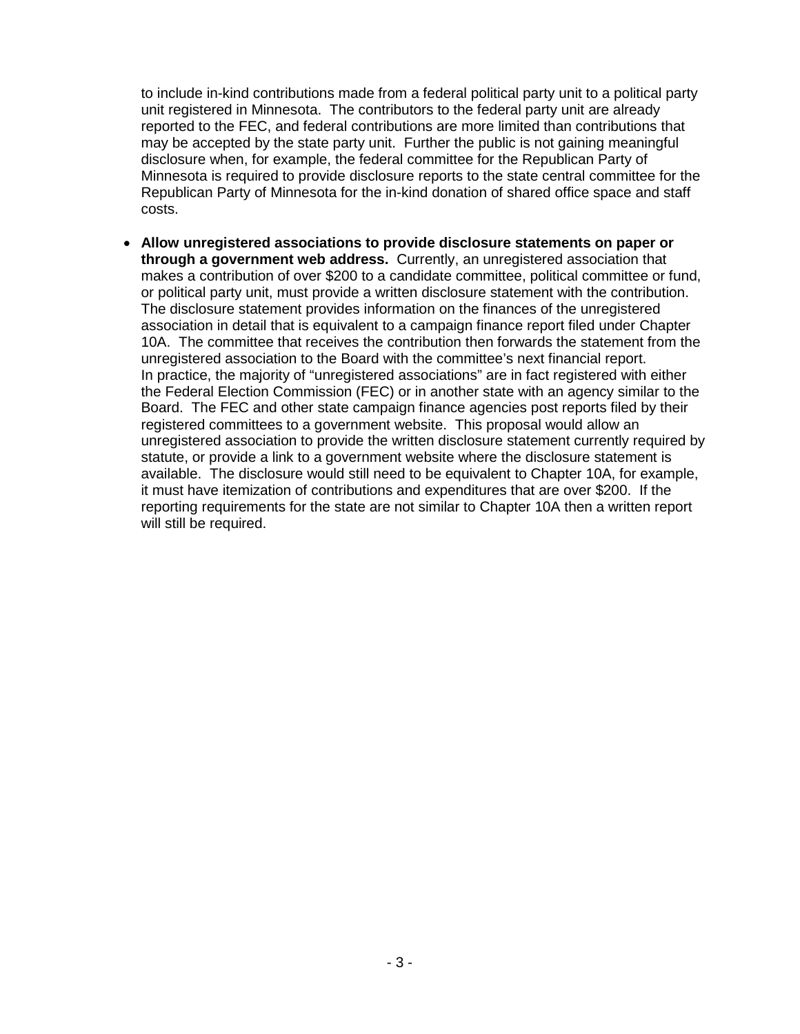to include in-kind contributions made from a federal political party unit to a political party unit registered in Minnesota. The contributors to the federal party unit are already reported to the FEC, and federal contributions are more limited than contributions that may be accepted by the state party unit. Further the public is not gaining meaningful disclosure when, for example, the federal committee for the Republican Party of Minnesota is required to provide disclosure reports to the state central committee for the Republican Party of Minnesota for the in-kind donation of shared office space and staff costs.

- **Allow unregistered associations to provide disclosure statements on paper or through a government web address.** Currently, an unregistered association that makes a contribution of over $200 to a candidate committee, political committee or fund, or political party unit, must provide a written disclosure statement with the contribution. The disclosure statement provides information on the finances of the unregistered association in detail that is equivalent to a campaign finance report filed under Chapter 10A. The committee that receives the contribution then forwards the statement from the unregistered association to the Board with the committee's next financial report. In practice, the majority of "unregistered associations" are in fact registered with either the Federal Election Commission (FEC) or in another state with an agency similar to the Board. The FEC and other state campaign finance agencies post reports filed by their registered committees to a government website. This proposal would allow an unregistered association to provide the written disclosure statement currently required by statute, or provide a link to a government website where the disclosure statement is available. The disclosure would still need to be equivalent to Chapter 10A, for example, it must have itemization of contributions and expenditures that are over $200. If the reporting requirements for the state are not similar to Chapter 10A then a written report will still be required.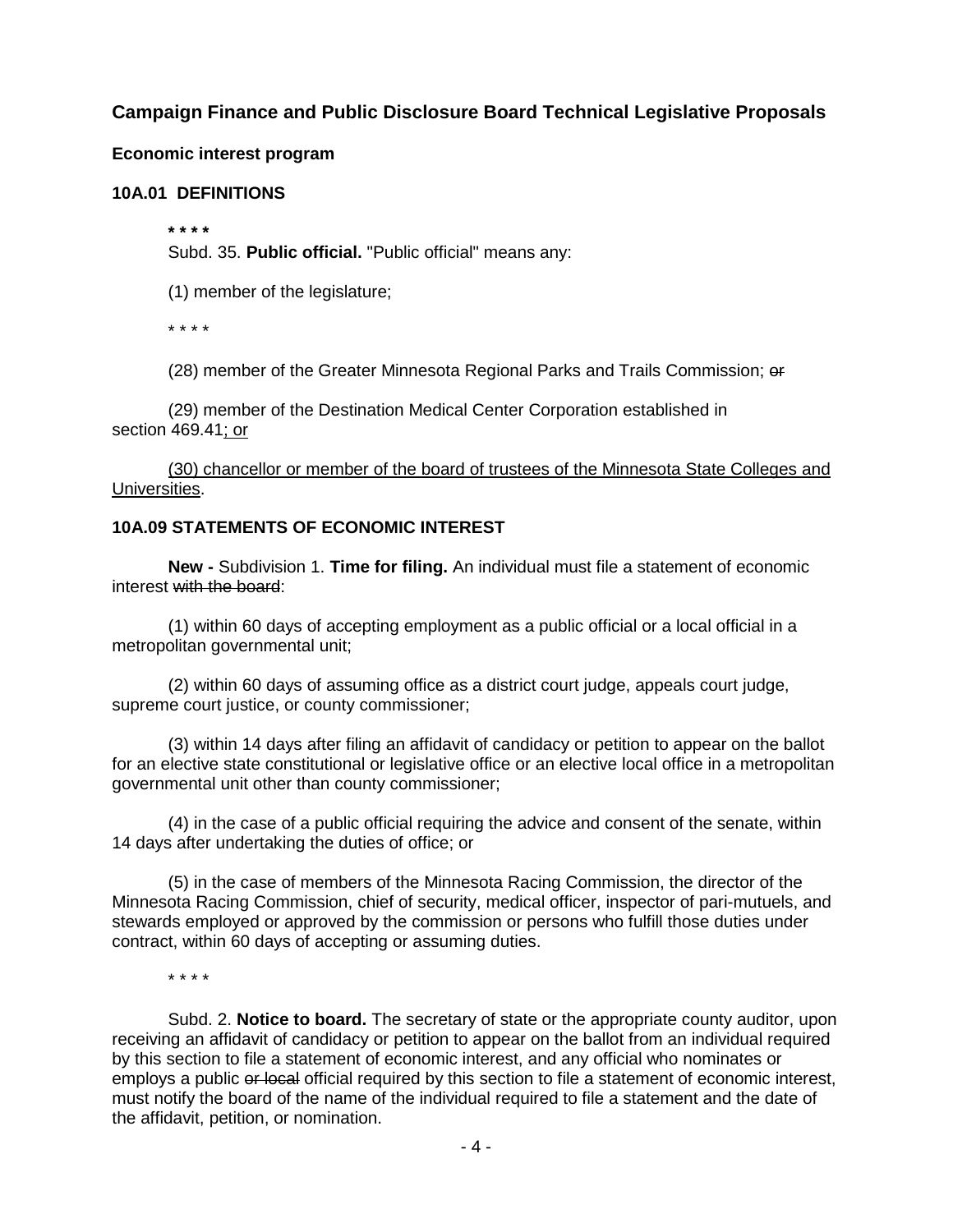## Campaign Finance and Public Disclosure Board Technical Legislative Proposals

### Economic interest program

### 10A.01 DEFINITIONS

**\* \* \* \***

Subd. 35. **Public official.** "Public official" means any:

(1) member of the legislature;

\* \* \* \*

(28) member of the Greater Minnesota Regional Parks and Trails Commission; ~~or~~

(29) member of the Destination Medical Center Corporation established in section 469.41<u>; or</u>

<u>(30) chancellor or member of the board of trustees of the Minnesota State Colleges and Universities</u>.

### 10A.09 STATEMENTS OF ECONOMIC INTEREST

**New -** Subdivision 1. **Time for filing.** An individual must file a statement of economic interest ~~with the board~~:

(1) within 60 days of accepting employment as a public official or a local official in a metropolitan governmental unit;

(2) within 60 days of assuming office as a district court judge, appeals court judge, supreme court justice, or county commissioner;

(3) within 14 days after filing an affidavit of candidacy or petition to appear on the ballot for an elective state constitutional or legislative office or an elective local office in a metropolitan governmental unit other than county commissioner;

(4) in the case of a public official requiring the advice and consent of the senate, within 14 days after undertaking the duties of office; or

(5) in the case of members of the Minnesota Racing Commission, the director of the Minnesota Racing Commission, chief of security, medical officer, inspector of pari-mutuels, and stewards employed or approved by the commission or persons who fulfill those duties under contract, within 60 days of accepting or assuming duties.

\* \* \* \*

Subd. 2. **Notice to board.** The secretary of state or the appropriate county auditor, upon receiving an affidavit of candidacy or petition to appear on the ballot from an individual required by this section to file a statement of economic interest, and any official who nominates or employs a public ~~or local~~ official required by this section to file a statement of economic interest, must notify the board of the name of the individual required to file a statement and the date of the affidavit, petition, or nomination.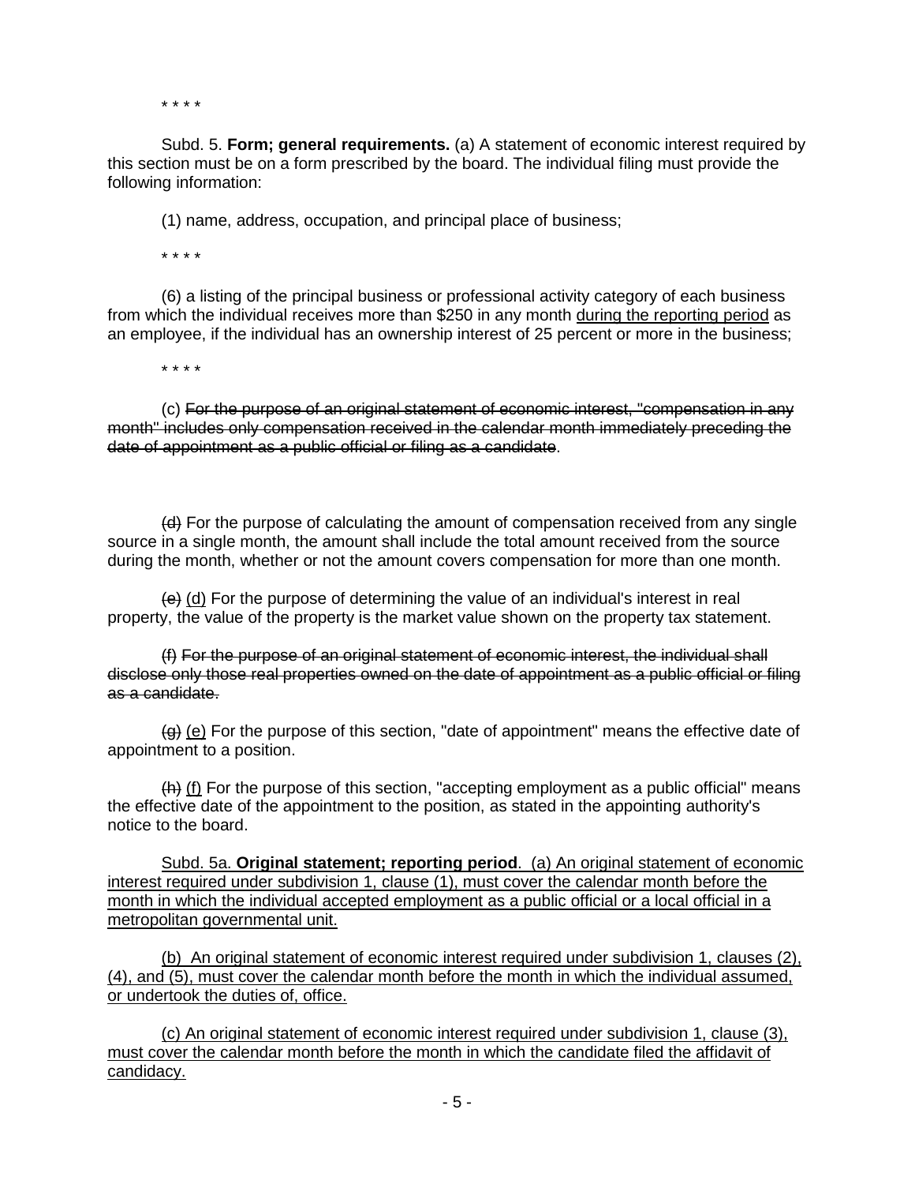\* \* \* \*

Subd. 5. **Form; general requirements.** (a) A statement of economic interest required by this section must be on a form prescribed by the board. The individual filing must provide the following information:

(1) name, address, occupation, and principal place of business;

\* \* \* \*

(6) a listing of the principal business or professional activity category of each business from which the individual receives more than $250 in any month <u>during the reporting period</u> as an employee, if the individual has an ownership interest of 25 percent or more in the business;

\* \* \* \*

(c) ~~For the purpose of an original statement of economic interest, "compensation in any month" includes only compensation received in the calendar month immediately preceding the date of appointment as a public official or filing as a candidate~~.

~~(d)~~ For the purpose of calculating the amount of compensation received from any single source in a single month, the amount shall include the total amount received from the source during the month, whether or not the amount covers compensation for more than one month.

~~(e)~~ <u>(d)</u> For the purpose of determining the value of an individual's interest in real property, the value of the property is the market value shown on the property tax statement.

~~(f) For the purpose of an original statement of economic interest, the individual shall disclose only those real properties owned on the date of appointment as a public official or filing as a candidate.~~

~~(g)~~ <u>(e)</u> For the purpose of this section, "date of appointment" means the effective date of appointment to a position.

~~(h)~~ <u>(f)</u> For the purpose of this section, "accepting employment as a public official" means the effective date of the appointment to the position, as stated in the appointing authority's notice to the board.

<u>Subd. 5a.</u> **<u>Original statement; reporting period</u>**<u>. (a) An original statement of economic interest required under subdivision 1, clause (1), must cover the calendar month before the month in which the individual accepted employment as a public official or a local official in a metropolitan governmental unit.</u>

<u>(b) An original statement of economic interest required under subdivision 1, clauses (2), (4), and (5), must cover the calendar month before the month in which the individual assumed, or undertook the duties of, office.</u>

<u>(c) An original statement of economic interest required under subdivision 1, clause (3), must cover the calendar month before the month in which the candidate filed the affidavit of candidacy.</u>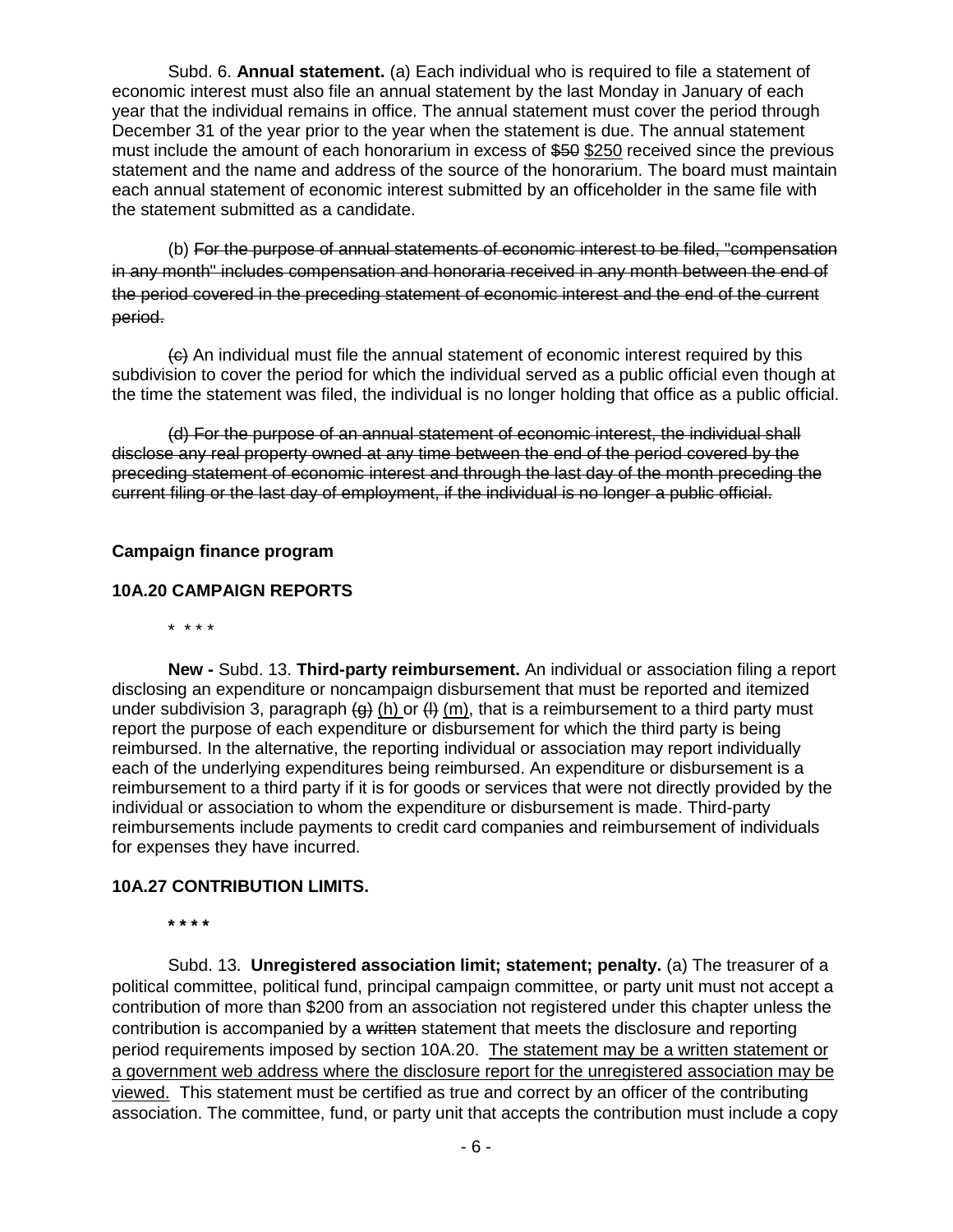Subd. 6. **Annual statement.** (a) Each individual who is required to file a statement of economic interest must also file an annual statement by the last Monday in January of each year that the individual remains in office. The annual statement must cover the period through December 31 of the year prior to the year when the statement is due. The annual statement must include the amount of each honorarium in excess of ~~$50~~ <u>$250</u> received since the previous statement and the name and address of the source of the honorarium. The board must maintain each annual statement of economic interest submitted by an officeholder in the same file with the statement submitted as a candidate.

(b) ~~For the purpose of annual statements of economic interest to be filed, "compensation in any month" includes compensation and honoraria received in any month between the end of the period covered in the preceding statement of economic interest and the end of the current period.~~

~~(c)~~ An individual must file the annual statement of economic interest required by this subdivision to cover the period for which the individual served as a public official even though at the time the statement was filed, the individual is no longer holding that office as a public official.

~~(d) For the purpose of an annual statement of economic interest, the individual shall disclose any real property owned at any time between the end of the period covered by the preceding statement of economic interest and through the last day of the month preceding the current filing or the last day of employment, if the individual is no longer a public official.~~

**Campaign finance program**

**10A.20 CAMPAIGN REPORTS**

\* \* \* \*

**New -** Subd. 13. **Third-party reimbursement.** An individual or association filing a report disclosing an expenditure or noncampaign disbursement that must be reported and itemized under subdivision 3, paragraph ~~(g)~~ <u>(h)</u> or ~~(l)~~ <u>(m)</u>, that is a reimbursement to a third party must report the purpose of each expenditure or disbursement for which the third party is being reimbursed. In the alternative, the reporting individual or association may report individually each of the underlying expenditures being reimbursed. An expenditure or disbursement is a reimbursement to a third party if it is for goods or services that were not directly provided by the individual or association to whom the expenditure or disbursement is made. Third-party reimbursements include payments to credit card companies and reimbursement of individuals for expenses they have incurred.

**10A.27 CONTRIBUTION LIMITS.**

**\* \* \* \***

Subd. 13. **Unregistered association limit; statement; penalty.** (a) The treasurer of a political committee, political fund, principal campaign committee, or party unit must not accept a contribution of more than $200 from an association not registered under this chapter unless the contribution is accompanied by a ~~written~~ statement that meets the disclosure and reporting period requirements imposed by section 10A.20. <u>The statement may be a written statement or a government web address where the disclosure report for the unregistered association may be viewed.</u> This statement must be certified as true and correct by an officer of the contributing association. The committee, fund, or party unit that accepts the contribution must include a copy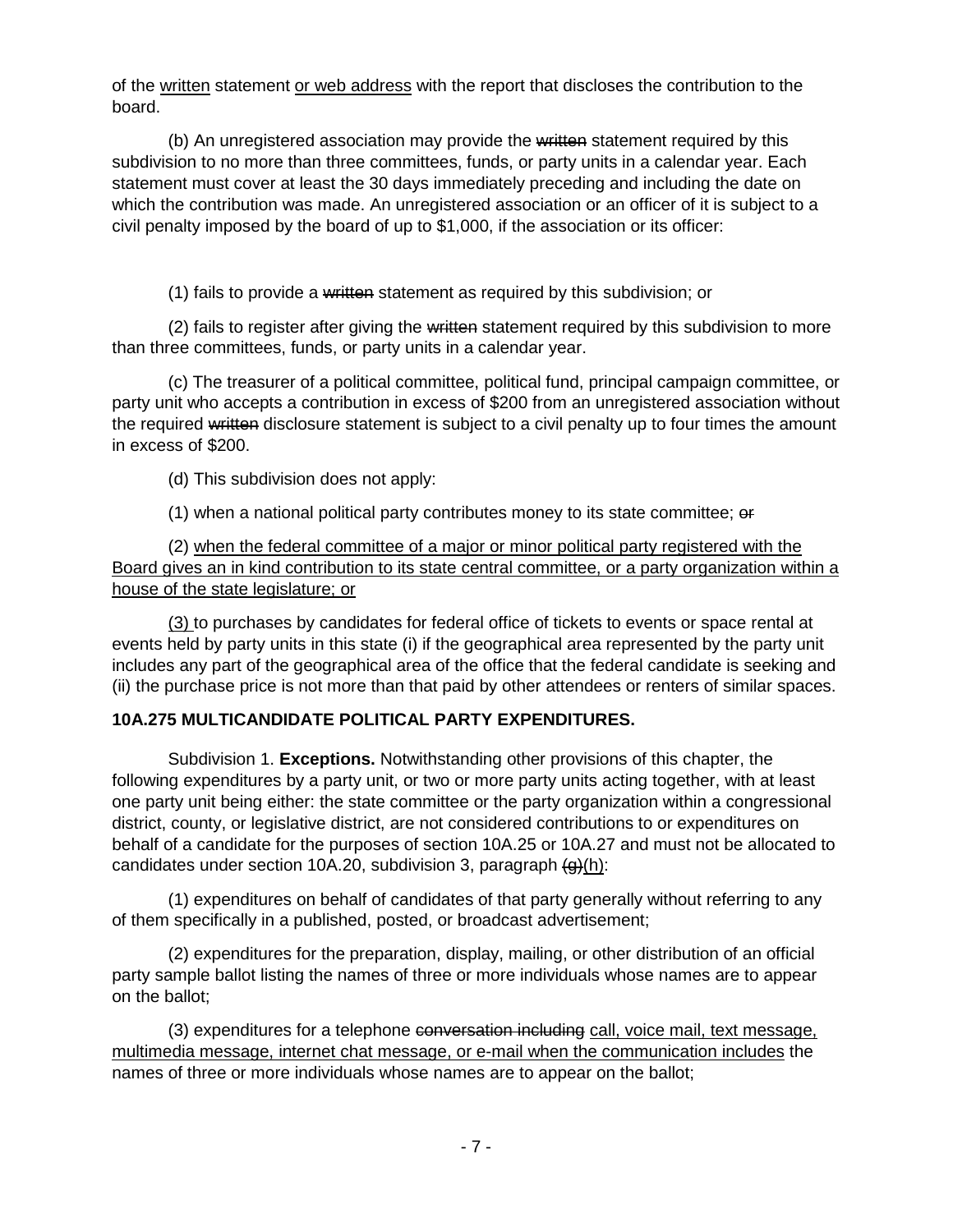of the <u>written</u> statement <u>or web address</u> with the report that discloses the contribution to the board.

(b) An unregistered association may provide the ~~written~~ statement required by this subdivision to no more than three committees, funds, or party units in a calendar year. Each statement must cover at least the 30 days immediately preceding and including the date on which the contribution was made. An unregistered association or an officer of it is subject to a civil penalty imposed by the board of up to $1,000, if the association or its officer:

(1) fails to provide a ~~written~~ statement as required by this subdivision; or

(2) fails to register after giving the ~~written~~ statement required by this subdivision to more than three committees, funds, or party units in a calendar year.

(c) The treasurer of a political committee, political fund, principal campaign committee, or party unit who accepts a contribution in excess of $200 from an unregistered association without the required ~~written~~ disclosure statement is subject to a civil penalty up to four times the amount in excess of $200.

(d) This subdivision does not apply:

(1) when a national political party contributes money to its state committee; ~~or~~

(2) <u>when the federal committee of a major or minor political party registered with the Board gives an in kind contribution to its state central committee, or a party organization within a house of the state legislature; or</u>

<u>(3)</u> to purchases by candidates for federal office of tickets to events or space rental at events held by party units in this state (i) if the geographical area represented by the party unit includes any part of the geographical area of the office that the federal candidate is seeking and (ii) the purchase price is not more than that paid by other attendees or renters of similar spaces.

**10A.275 MULTICANDIDATE POLITICAL PARTY EXPENDITURES.**

Subdivision 1. **Exceptions.** Notwithstanding other provisions of this chapter, the following expenditures by a party unit, or two or more party units acting together, with at least one party unit being either: the state committee or the party organization within a congressional district, county, or legislative district, are not considered contributions to or expenditures on behalf of a candidate for the purposes of section 10A.25 or 10A.27 and must not be allocated to candidates under section 10A.20, subdivision 3, paragraph ~~(g)~~<u>(h)</u>:

(1) expenditures on behalf of candidates of that party generally without referring to any of them specifically in a published, posted, or broadcast advertisement;

(2) expenditures for the preparation, display, mailing, or other distribution of an official party sample ballot listing the names of three or more individuals whose names are to appear on the ballot;

(3) expenditures for a telephone ~~conversation including~~ <u>call, voice mail, text message, multimedia message, internet chat message, or e-mail when the communication includes</u> the names of three or more individuals whose names are to appear on the ballot;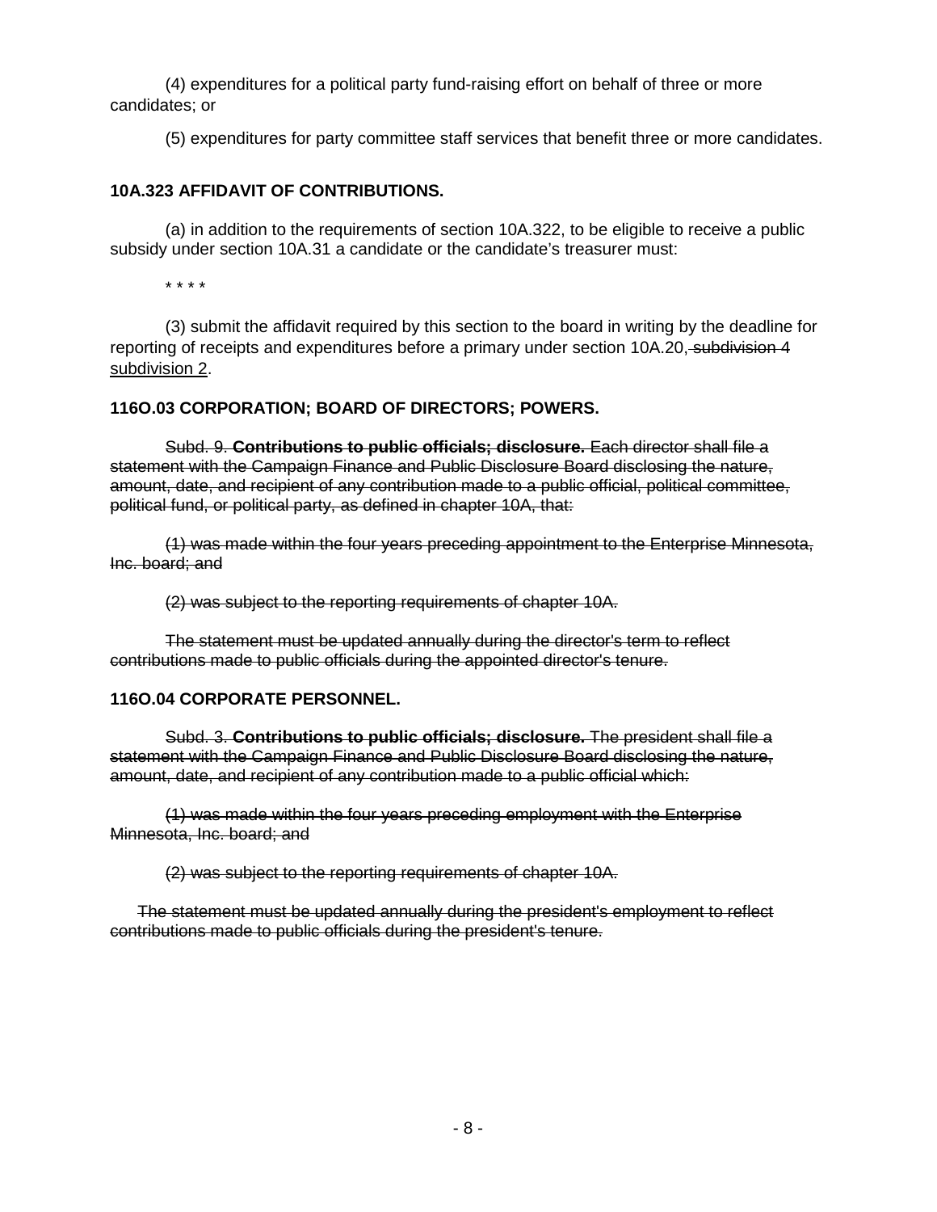(4) expenditures for a political party fund-raising effort on behalf of three or more candidates; or

(5) expenditures for party committee staff services that benefit three or more candidates.

**10A.323 AFFIDAVIT OF CONTRIBUTIONS.**

(a) in addition to the requirements of section 10A.322, to be eligible to receive a public subsidy under section 10A.31 a candidate or the candidate's treasurer must:

* * * *

(3) submit the affidavit required by this section to the board in writing by the deadline for reporting of receipts and expenditures before a primary under section 10A.20, ~~subdivision 4~~ <u>subdivision 2</u>.

**116O.03 CORPORATION; BOARD OF DIRECTORS; POWERS.**

~~Subd. 9. **Contributions to public officials; disclosure.** Each director shall file a statement with the Campaign Finance and Public Disclosure Board disclosing the nature, amount, date, and recipient of any contribution made to a public official, political committee, political fund, or political party, as defined in chapter 10A, that:~~

~~(1) was made within the four years preceding appointment to the Enterprise Minnesota, Inc. board; and~~

~~(2) was subject to the reporting requirements of chapter 10A.~~

~~The statement must be updated annually during the director's term to reflect contributions made to public officials during the appointed director's tenure.~~

**116O.04 CORPORATE PERSONNEL.**

~~Subd. 3. **Contributions to public officials; disclosure.** The president shall file a statement with the Campaign Finance and Public Disclosure Board disclosing the nature, amount, date, and recipient of any contribution made to a public official which:~~

~~(1) was made within the four years preceding employment with the Enterprise Minnesota, Inc. board; and~~

~~(2) was subject to the reporting requirements of chapter 10A.~~

~~The statement must be updated annually during the president's employment to reflect contributions made to public officials during the president's tenure.~~